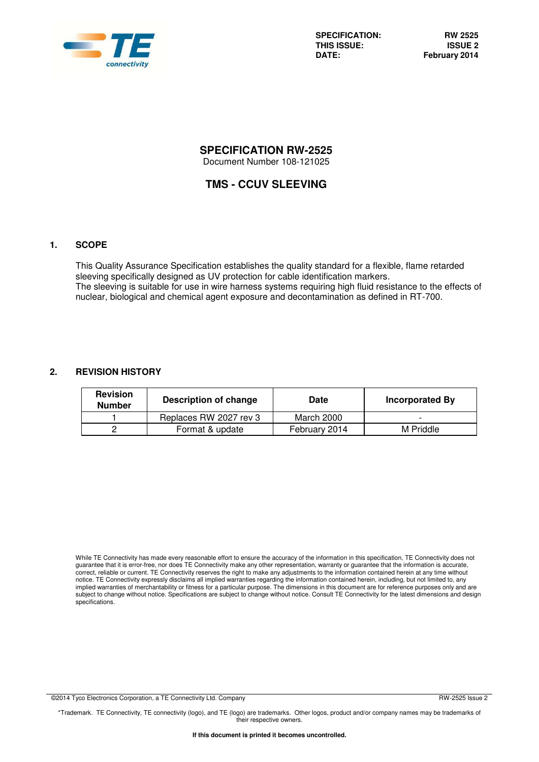| SPECIFICATION: | RW 2525 |
| --- | --- |
| THIS ISSUE: | ISSUE 2 |
| DATE: | February 2014 |

# SPECIFICATION RW-2525

Document Number 108-121025

## TMS - CCUV SLEEVING

## 1. SCOPE

This Quality Assurance Specification establishes the quality standard for a flexible, flame retarded sleeving specifically designed as UV protection for cable identification markers.
The sleeving is suitable for use in wire harness systems requiring high fluid resistance to the effects of nuclear, biological and chemical agent exposure and decontamination as defined in RT-700.

## 2. REVISION HISTORY

| Revision Number | Description of change | Date | Incorporated By |
| --- | --- | --- | --- |
| 1 | Replaces RW 2027 rev 3 | March 2000 | - |
| 2 | Format & update | February 2014 | M Priddle |

While TE Connectivity has made every reasonable effort to ensure the accuracy of the information in this specification, TE Connectivity does not guarantee that it is error-free, nor does TE Connectivity make any other representation, warranty or guarantee that the information is accurate, correct, reliable or current. TE Connectivity reserves the right to make any adjustments to the information contained herein at any time without notice. TE Connectivity expressly disclaims all implied warranties regarding the information contained herein, including, but not limited to, any implied warranties of merchantability or fitness for a particular purpose. The dimensions in this document are for reference purposes only and are subject to change without notice. Specifications are subject to change without notice. Consult TE Connectivity for the latest dimensions and design specifications.

©2014 Tyco Electronics Corporation, a TE Connectivity Ltd. Company

*Trademark. TE Connectivity, TE connectivity (logo), and TE (logo) are trademarks. Other logos, product and/or company names may be trademarks of their respective owners.

**If this document is printed it becomes uncontrolled.**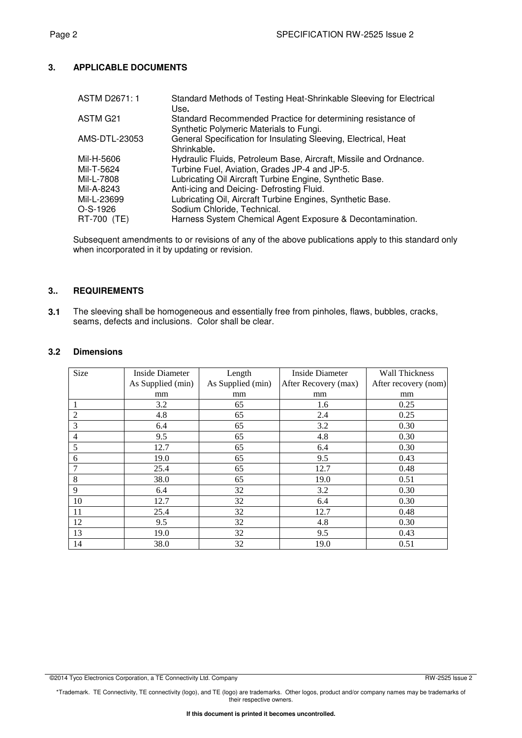## 3. APPLICABLE DOCUMENTS

| | |
|---|---|
| ASTM D2671: 1 | Standard Methods of Testing Heat-Shrinkable Sleeving for Electrical Use. |
| ASTM G21 | Standard Recommended Practice for determining resistance of Synthetic Polymeric Materials to Fungi. |
| AMS-DTL-23053 | General Specification for Insulating Sleeving, Electrical, Heat Shrinkable. |
| Mil-H-5606 | Hydraulic Fluids, Petroleum Base, Aircraft, Missile and Ordnance. |
| Mil-T-5624 | Turbine Fuel, Aviation, Grades JP-4 and JP-5. |
| Mil-L-7808 | Lubricating Oil Aircraft Turbine Engine, Synthetic Base. |
| Mil-A-8243 | Anti-icing and Deicing- Defrosting Fluid. |
| Mil-L-23699 | Lubricating Oil, Aircraft Turbine Engines, Synthetic Base. |
| O-S-1926 | Sodium Chloride, Technical. |
| RT-700 (TE) | Harness System Chemical Agent Exposure & Decontamination. |

Subsequent amendments to or revisions of any of the above publications apply to this standard only when incorporated in it by updating or revision.

## 3.. REQUIREMENTS

**3.1** The sleeving shall be homogeneous and essentially free from pinholes, flaws, bubbles, cracks, seams, defects and inclusions. Color shall be clear.

### 3.2 Dimensions

| Size | Inside Diameter As Supplied (min) mm | Length As Supplied (min) mm | Inside Diameter After Recovery (max) mm | Wall Thickness After recovery (nom) mm |
|---|---|---|---|---|
| 1 | 3.2 | 65 | 1.6 | 0.25 |
| 2 | 4.8 | 65 | 2.4 | 0.25 |
| 3 | 6.4 | 65 | 3.2 | 0.30 |
| 4 | 9.5 | 65 | 4.8 | 0.30 |
| 5 | 12.7 | 65 | 6.4 | 0.30 |
| 6 | 19.0 | 65 | 9.5 | 0.43 |
| 7 | 25.4 | 65 | 12.7 | 0.48 |
| 8 | 38.0 | 65 | 19.0 | 0.51 |
| 9 | 6.4 | 32 | 3.2 | 0.30 |
| 10 | 12.7 | 32 | 6.4 | 0.30 |
| 11 | 25.4 | 32 | 12.7 | 0.48 |
| 12 | 9.5 | 32 | 4.8 | 0.30 |
| 13 | 19.0 | 32 | 9.5 | 0.43 |
| 14 | 38.0 | 32 | 19.0 | 0.51 |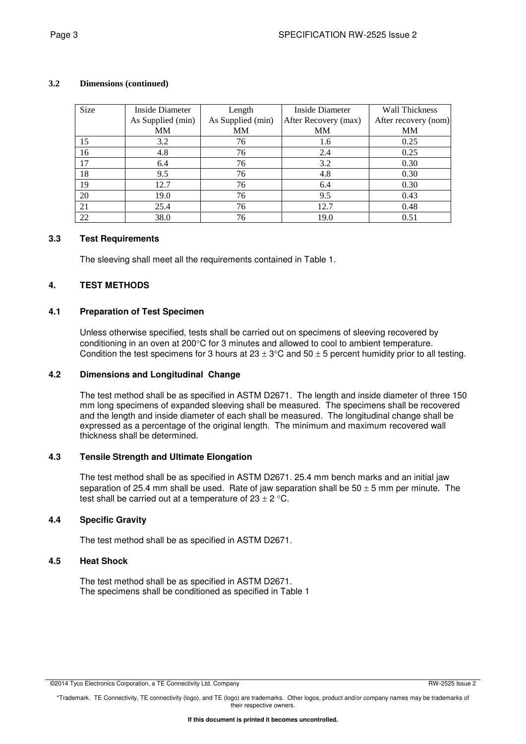### 3.2 Dimensions (continued)

| Size | Inside Diameter As Supplied (min) MM | Length As Supplied (min) MM | Inside Diameter After Recovery (max) MM | Wall Thickness After recovery (nom) MM |
|---|---|---|---|---|
| 15 | 3.2 | 76 | 1.6 | 0.25 |
| 16 | 4.8 | 76 | 2.4 | 0.25 |
| 17 | 6.4 | 76 | 3.2 | 0.30 |
| 18 | 9.5 | 76 | 4.8 | 0.30 |
| 19 | 12.7 | 76 | 6.4 | 0.30 |
| 20 | 19.0 | 76 | 9.5 | 0.43 |
| 21 | 25.4 | 76 | 12.7 | 0.48 |
| 22 | 38.0 | 76 | 19.0 | 0.51 |

### 3.3 Test Requirements

The sleeving shall meet all the requirements contained in Table 1.

## 4. TEST METHODS

### 4.1 Preparation of Test Specimen

Unless otherwise specified, tests shall be carried out on specimens of sleeving recovered by conditioning in an oven at 200°C for 3 minutes and allowed to cool to ambient temperature. Condition the test specimens for 3 hours at 23 ± 3°C and 50 ± 5 percent humidity prior to all testing.

### 4.2 Dimensions and Longitudinal Change

The test method shall be as specified in ASTM D2671. The length and inside diameter of three 150 mm long specimens of expanded sleeving shall be measured. The specimens shall be recovered and the length and inside diameter of each shall be measured. The longitudinal change shall be expressed as a percentage of the original length. The minimum and maximum recovered wall thickness shall be determined.

### 4.3 Tensile Strength and Ultimate Elongation

The test method shall be as specified in ASTM D2671. 25.4 mm bench marks and an initial jaw separation of 25.4 mm shall be used. Rate of jaw separation shall be 50 ± 5 mm per minute. The test shall be carried out at a temperature of 23 ± 2 °C.

### 4.4 Specific Gravity

The test method shall be as specified in ASTM D2671.

### 4.5 Heat Shock

The test method shall be as specified in ASTM D2671.
The specimens shall be conditioned as specified in Table 1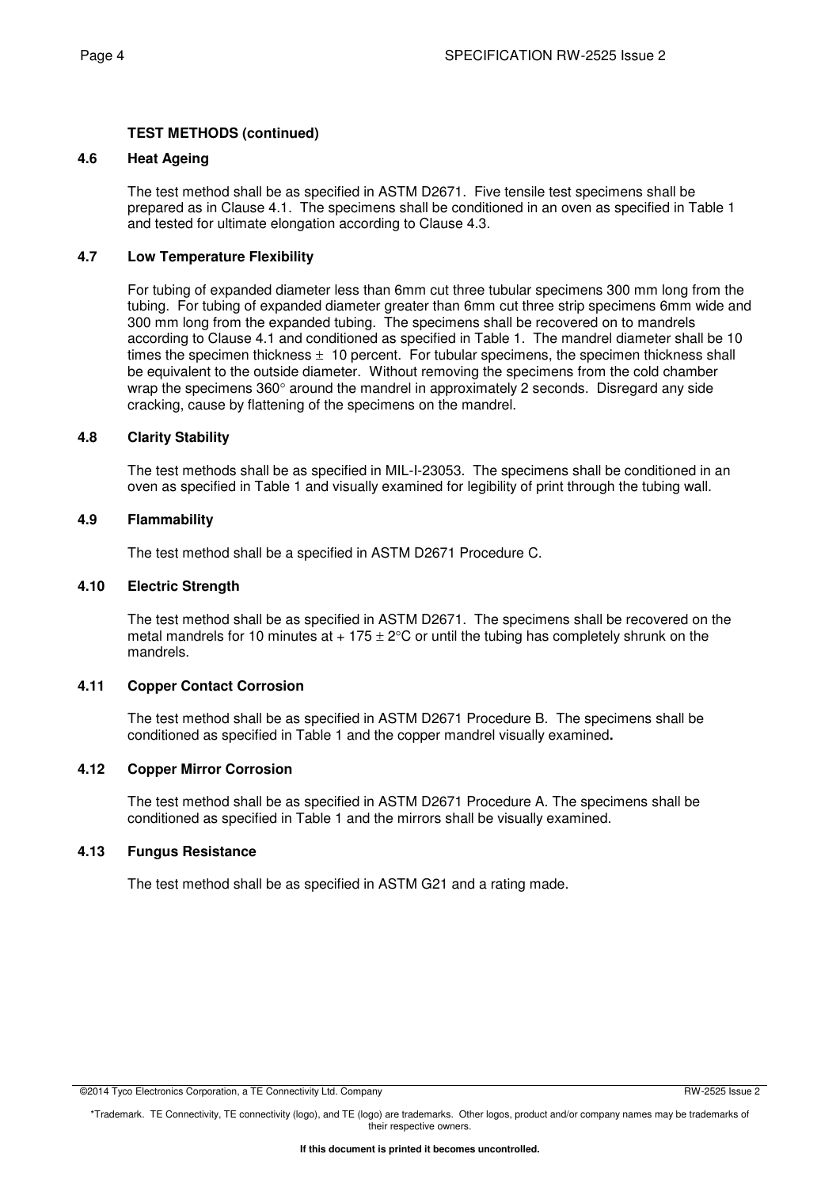**TEST METHODS (continued)**

### 4.6 Heat Ageing

The test method shall be as specified in ASTM D2671. Five tensile test specimens shall be prepared as in Clause 4.1. The specimens shall be conditioned in an oven as specified in Table 1 and tested for ultimate elongation according to Clause 4.3.

### 4.7 Low Temperature Flexibility

For tubing of expanded diameter less than 6mm cut three tubular specimens 300 mm long from the tubing. For tubing of expanded diameter greater than 6mm cut three strip specimens 6mm wide and 300 mm long from the expanded tubing. The specimens shall be recovered on to mandrels according to Clause 4.1 and conditioned as specified in Table 1. The mandrel diameter shall be 10 times the specimen thickness ± 10 percent. For tubular specimens, the specimen thickness shall be equivalent to the outside diameter. Without removing the specimens from the cold chamber wrap the specimens 360° around the mandrel in approximately 2 seconds. Disregard any side cracking, cause by flattening of the specimens on the mandrel.

### 4.8 Clarity Stability

The test methods shall be as specified in MIL-I-23053. The specimens shall be conditioned in an oven as specified in Table 1 and visually examined for legibility of print through the tubing wall.

### 4.9 Flammability

The test method shall be a specified in ASTM D2671 Procedure C.

### 4.10 Electric Strength

The test method shall be as specified in ASTM D2671. The specimens shall be recovered on the metal mandrels for 10 minutes at + 175 ± 2°C or until the tubing has completely shrunk on the mandrels.

### 4.11 Copper Contact Corrosion

The test method shall be as specified in ASTM D2671 Procedure B. The specimens shall be conditioned as specified in Table 1 and the copper mandrel visually examined**.**

### 4.12 Copper Mirror Corrosion

The test method shall be as specified in ASTM D2671 Procedure A. The specimens shall be conditioned as specified in Table 1 and the mirrors shall be visually examined.

### 4.13 Fungus Resistance

The test method shall be as specified in ASTM G21 and a rating made.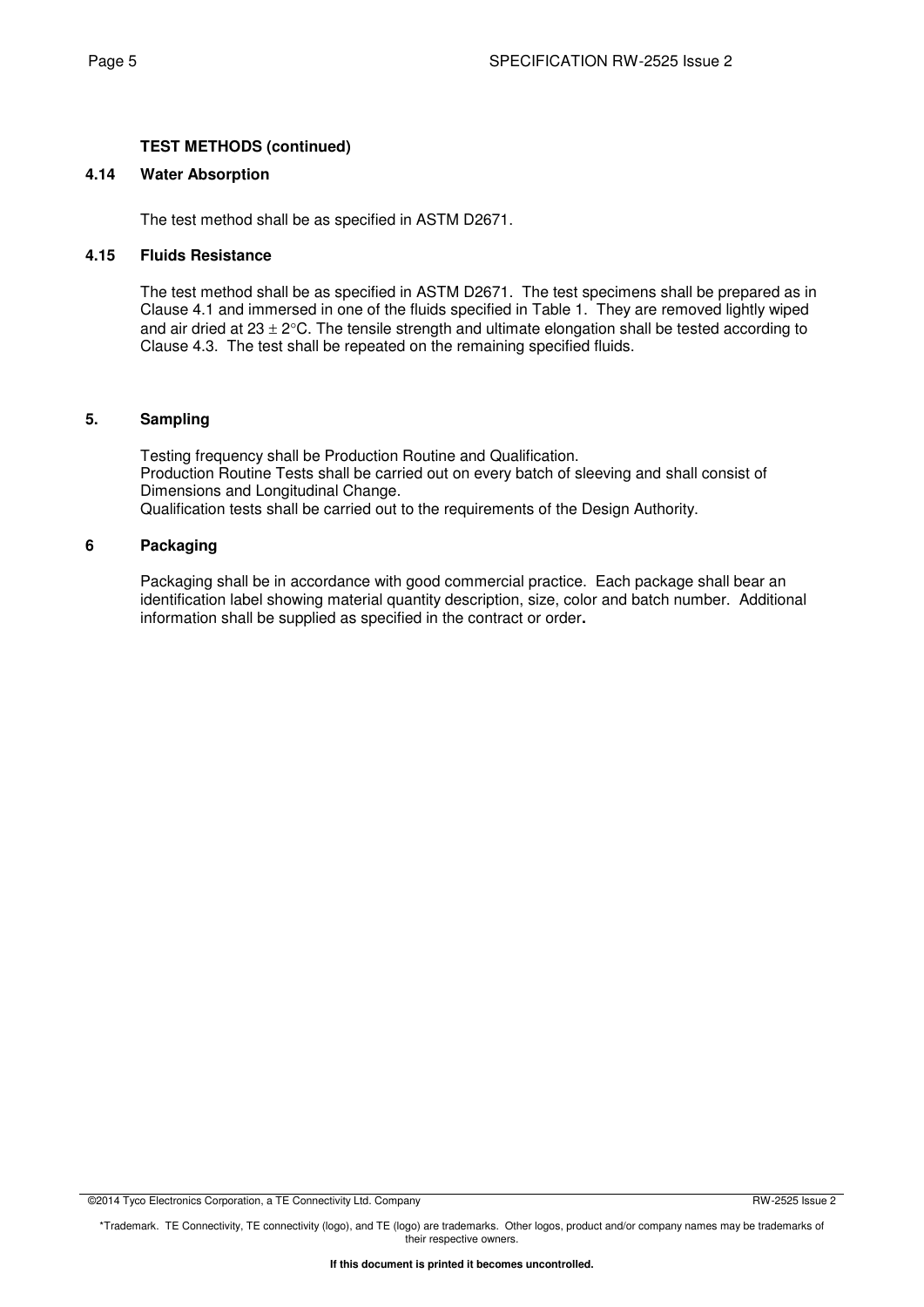**TEST METHODS (continued)**

### 4.14 Water Absorption

The test method shall be as specified in ASTM D2671.

### 4.15 Fluids Resistance

The test method shall be as specified in ASTM D2671. The test specimens shall be prepared as in Clause 4.1 and immersed in one of the fluids specified in Table 1. They are removed lightly wiped and air dried at 23 $\pm$ 2°C. The tensile strength and ultimate elongation shall be tested according to Clause 4.3. The test shall be repeated on the remaining specified fluids.

## 5. Sampling

Testing frequency shall be Production Routine and Qualification.
Production Routine Tests shall be carried out on every batch of sleeving and shall consist of Dimensions and Longitudinal Change.
Qualification tests shall be carried out to the requirements of the Design Authority.

## 6 Packaging

Packaging shall be in accordance with good commercial practice. Each package shall bear an identification label showing material quantity description, size, color and batch number. Additional information shall be supplied as specified in the contract or order**.**

©2014 Tyco Electronics Corporation, a TE Connectivity Ltd. Company

\*Trademark. TE Connectivity, TE connectivity (logo), and TE (logo) are trademarks. Other logos, product and/or company names may be trademarks of their respective owners.

**If this document is printed it becomes uncontrolled.**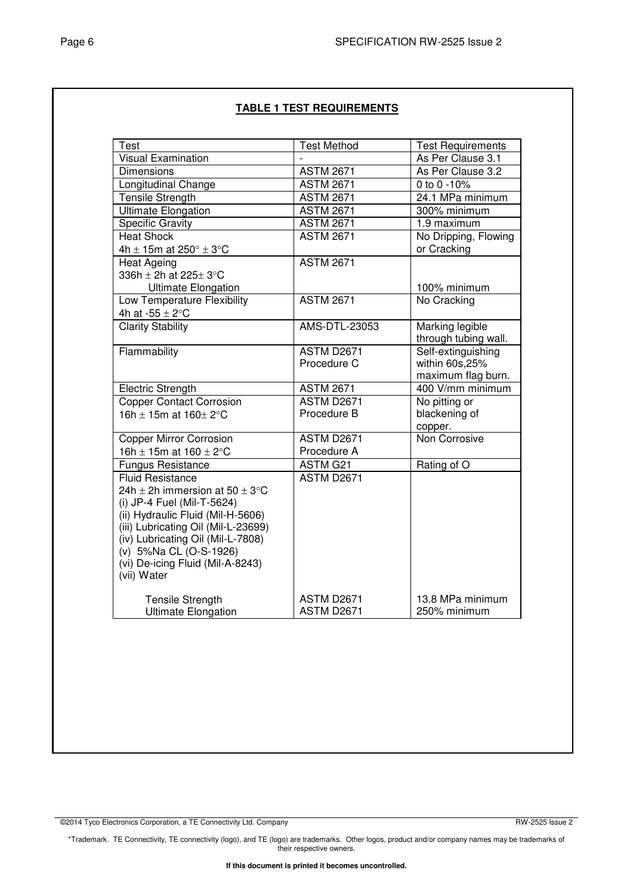## TABLE 1 TEST REQUIREMENTS

| Test | Test Method | Test Requirements |
|---|---|---|
| Visual Examination | - | As Per Clause 3.1 |
| Dimensions | ASTM 2671 | As Per Clause 3.2 |
| Longitudinal Change | ASTM 2671 | 0 to 0 -10% |
| Tensile Strength | ASTM 2671 | 24.1 MPa minimum |
| Ultimate Elongation | ASTM 2671 | 300% minimum |
| Specific Gravity | ASTM 2671 | 1.9 maximum |
| Heat Shock<br>4h ± 15m at 250° ± 3°C | ASTM 2671 | No Dripping, Flowing or Cracking |
| Heat Ageing<br>336h ± 2h at 225± 3°C<br>Ultimate Elongation | ASTM 2671 | <br><br>100% minimum |
| Low Temperature Flexibility<br>4h at -55 ± 2°C | ASTM 2671 | No Cracking |
| Clarity Stability | AMS-DTL-23053 | Marking legible through tubing wall. |
| Flammability | ASTM D2671<br>Procedure C | Self-extinguishing within 60s,25% maximum flag burn. |
| Electric Strength | ASTM 2671 | 400 V/mm minimum |
| Copper Contact Corrosion<br>16h ± 15m at 160± 2°C | ASTM D2671<br>Procedure B | No pitting or blackening of copper. |
| Copper Mirror Corrosion<br>16h ± 15m at 160 ± 2°C | ASTM D2671<br>Procedure A | Non Corrosive |
| Fungus Resistance | ASTM G21 | Rating of O |
| Fluid Resistance<br>24h ± 2h immersion at 50 ± 3°C<br>(i) JP-4 Fuel (Mil-T-5624)<br>(ii) Hydraulic Fluid (Mil-H-5606)<br>(iii) Lubricating Oil (Mil-L-23699)<br>(iv) Lubricating Oil (Mil-L-7808)<br>(v) 5%Na CL (O-S-1926)<br>(vi) De-icing Fluid (Mil-A-8243)<br>(vii) Water | ASTM D2671 | |
| Tensile Strength<br>Ultimate Elongation | ASTM D2671<br>ASTM D2671 | 13.8 MPa minimum<br>250% minimum |

©2014 Tyco Electronics Corporation, a TE Connectivity Ltd. Company

*Trademark. TE Connectivity, TE connectivity (logo), and TE (logo) are trademarks. Other logos, product and/or company names may be trademarks of their respective owners.

**If this document is printed it becomes uncontrolled.**